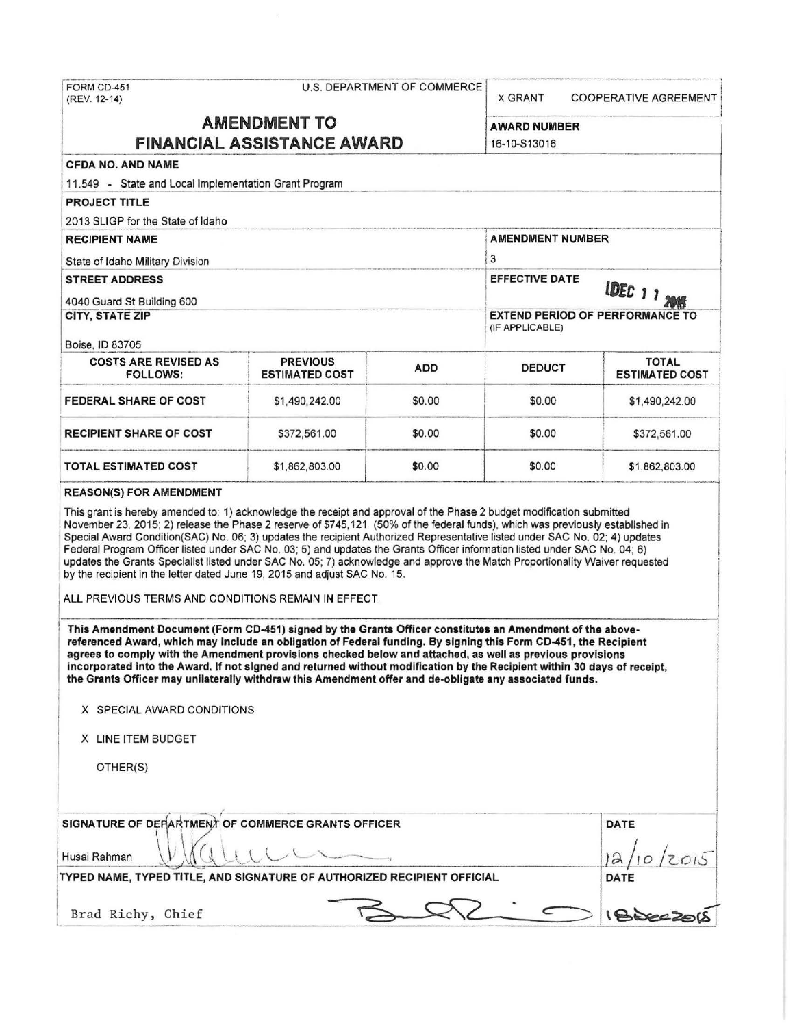FORM CD-451
(REV. 12-14)

U.S. DEPARTMENT OF COMMERCE

X GRANT    COOPERATIVE AGREEMENT

# AMENDMENT TO FINANCIAL ASSISTANCE AWARD

**AWARD NUMBER**
16-10-S13016

**CFDA NO. AND NAME**
11.549 - State and Local Implementation Grant Program

**PROJECT TITLE**
2013 SLIGP for the State of Idaho

**RECIPIENT NAME**
State of Idaho Military Division

**AMENDMENT NUMBER**
3

**STREET ADDRESS**
4040 Guard St Building 600

**EFFECTIVE DATE**
DEC 11 2015

**CITY, STATE ZIP**
Boise, ID 83705

**EXTEND PERIOD OF PERFORMANCE TO** (IF APPLICABLE)

| COSTS ARE REVISED AS FOLLOWS: | PREVIOUS ESTIMATED COST | ADD | DEDUCT | TOTAL ESTIMATED COST |
|---|---|---|---|---|
| FEDERAL SHARE OF COST | $1,490,242.00 | $0.00 | $0.00 | $1,490,242.00 |
| RECIPIENT SHARE OF COST | $372,561.00 | $0.00 | $0.00 | $372,561.00 |
| TOTAL ESTIMATED COST | $1,862,803.00 | $0.00 | $0.00 | $1,862,803.00 |

**REASON(S) FOR AMENDMENT**

This grant is hereby amended to: 1) acknowledge the receipt and approval of the Phase 2 budget modification submitted November 23, 2015; 2) release the Phase 2 reserve of $745,121 (50% of the federal funds), which was previously established in Special Award Condition(SAC) No. 06; 3) updates the recipient Authorized Representative listed under SAC No. 02; 4) updates Federal Program Officer listed under SAC No. 03; 5) and updates the Grants Officer information listed under SAC No. 04; 6) updates the Grants Specialist listed under SAC No. 05; 7) acknowledge and approve the Match Proportionality Waiver requested by the recipient in the letter dated June 19, 2015 and adjust SAC No. 15.

ALL PREVIOUS TERMS AND CONDITIONS REMAIN IN EFFECT.

**This Amendment Document (Form CD-451) signed by the Grants Officer constitutes an Amendment of the above-referenced Award, which may include an obligation of Federal funding. By signing this Form CD-451, the Recipient agrees to comply with the Amendment provisions checked below and attached, as well as previous provisions incorporated into the Award. If not signed and returned without modification by the Recipient within 30 days of receipt, the Grants Officer may unilaterally withdraw this Amendment offer and de-obligate any associated funds.**

X SPECIAL AWARD CONDITIONS

X LINE ITEM BUDGET

OTHER(S)

**SIGNATURE OF DEPARTMENT OF COMMERCE GRANTS OFFICER**
Husai Rahman

**DATE**
12/10/2015

**TYPED NAME, TYPED TITLE, AND SIGNATURE OF AUTHORIZED RECIPIENT OFFICIAL**
Brad Richy, Chief

**DATE**
18Dec2015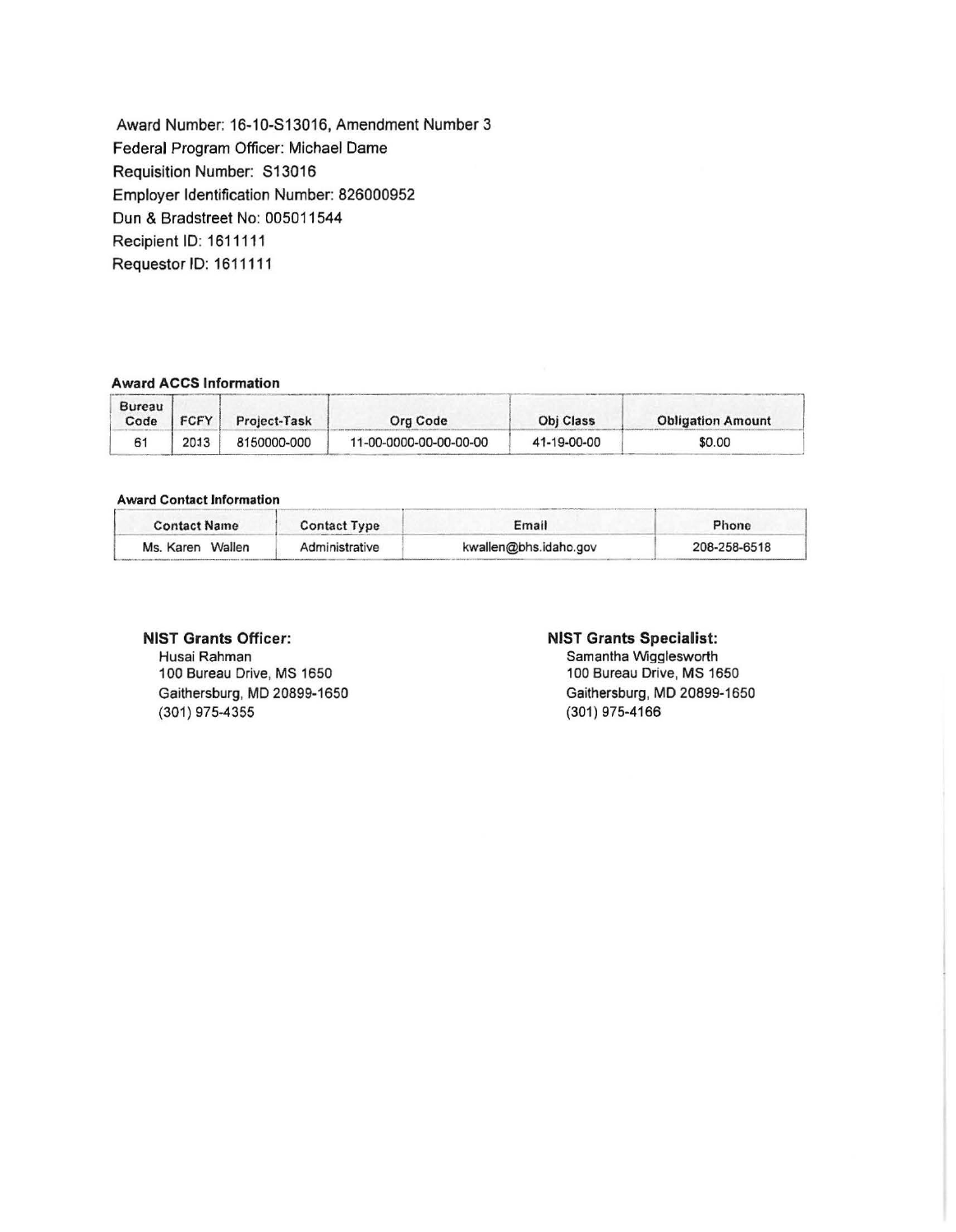Award Number: 16-10-S13016, Amendment Number 3
Federal Program Officer: Michael Dame
Requisition Number: S13016
Employer Identification Number: 826000952
Dun & Bradstreet No: 005011544
Recipient ID: 1611111
Requestor ID: 1611111

**Award ACCS Information**

| Bureau Code | FCFY | Project-Task | Org Code | Obj Class | Obligation Amount |
|---|---|---|---|---|---|
| 61 | 2013 | 8150000-000 | 11-00-0000-00-00-00-00 | 41-19-00-00 | $0.00 |

**Award Contact Information**

| Contact Name | Contact Type | Email | Phone |
|---|---|---|---|
| Ms. Karen Wallen | Administrative | kwallen@bhs.idaho.gov | 208-258-6518 |

**NIST Grants Officer:**
Husai Rahman
100 Bureau Drive, MS 1650
Gaithersburg, MD 20899-1650
(301) 975-4355

**NIST Grants Specialist:**
Samantha Wigglesworth
100 Bureau Drive, MS 1650
Gaithersburg, MD 20899-1650
(301) 975-4166